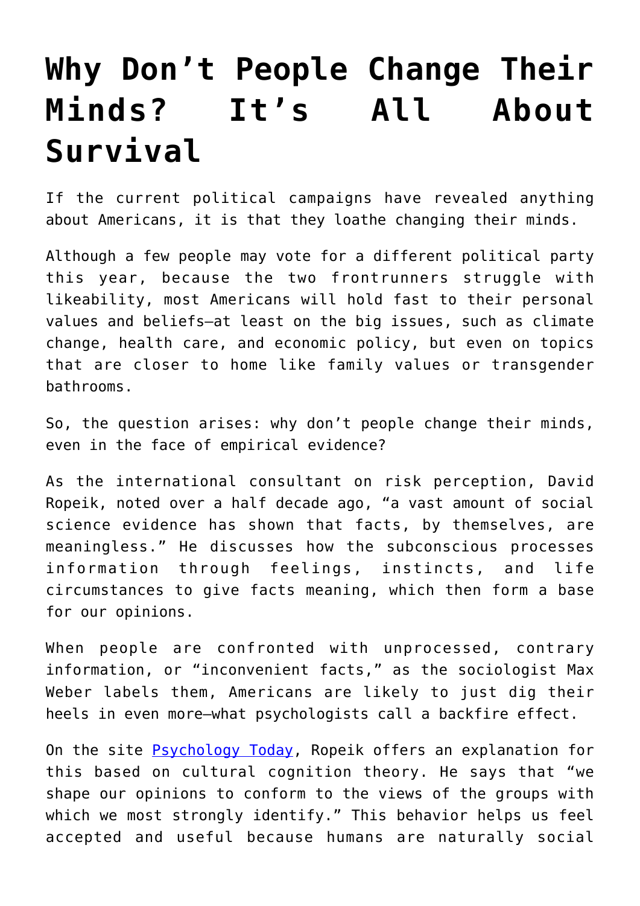# Why Don't People Change Their Minds? It's All About Survival

If the current political campaigns have revealed anything about Americans, it is that they loathe changing their minds.

Although a few people may vote for a different political party this year, because the two frontrunners struggle with likeability, most Americans will hold fast to their personal values and beliefs—at least on the big issues, such as climate change, health care, and economic policy, but even on topics that are closer to home like family values or transgender bathrooms.

So, the question arises: why don't people change their minds, even in the face of empirical evidence?

As the international consultant on risk perception, David Ropeik, noted over a half decade ago, "a vast amount of social science evidence has shown that facts, by themselves, are meaningless." He discusses how the subconscious processes information through feelings, instincts, and life circumstances to give facts meaning, which then form a base for our opinions.

When people are confronted with unprocessed, contrary information, or "inconvenient facts," as the sociologist Max Weber labels them, Americans are likely to just dig their heels in even more—what psychologists call a backfire effect.

On the site [Psychology Today](), Ropeik offers an explanation for this based on cultural cognition theory. He says that "we shape our opinions to conform to the views of the groups with which we most strongly identify." This behavior helps us feel accepted and useful because humans are naturally social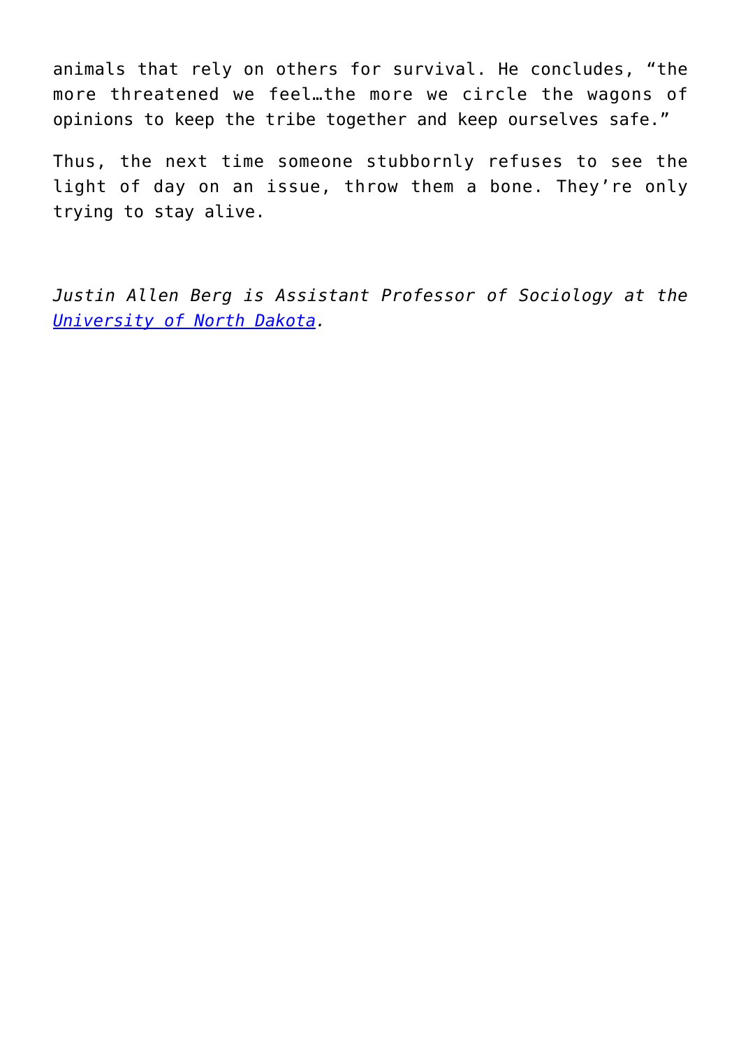animals that rely on others for survival. He concludes, "the more threatened we feel…the more we circle the wagons of opinions to keep the tribe together and keep ourselves safe."

Thus, the next time someone stubbornly refuses to see the light of day on an issue, throw them a bone. They're only trying to stay alive.

*Justin Allen Berg is Assistant Professor of Sociology at the [University of North Dakota](#).*